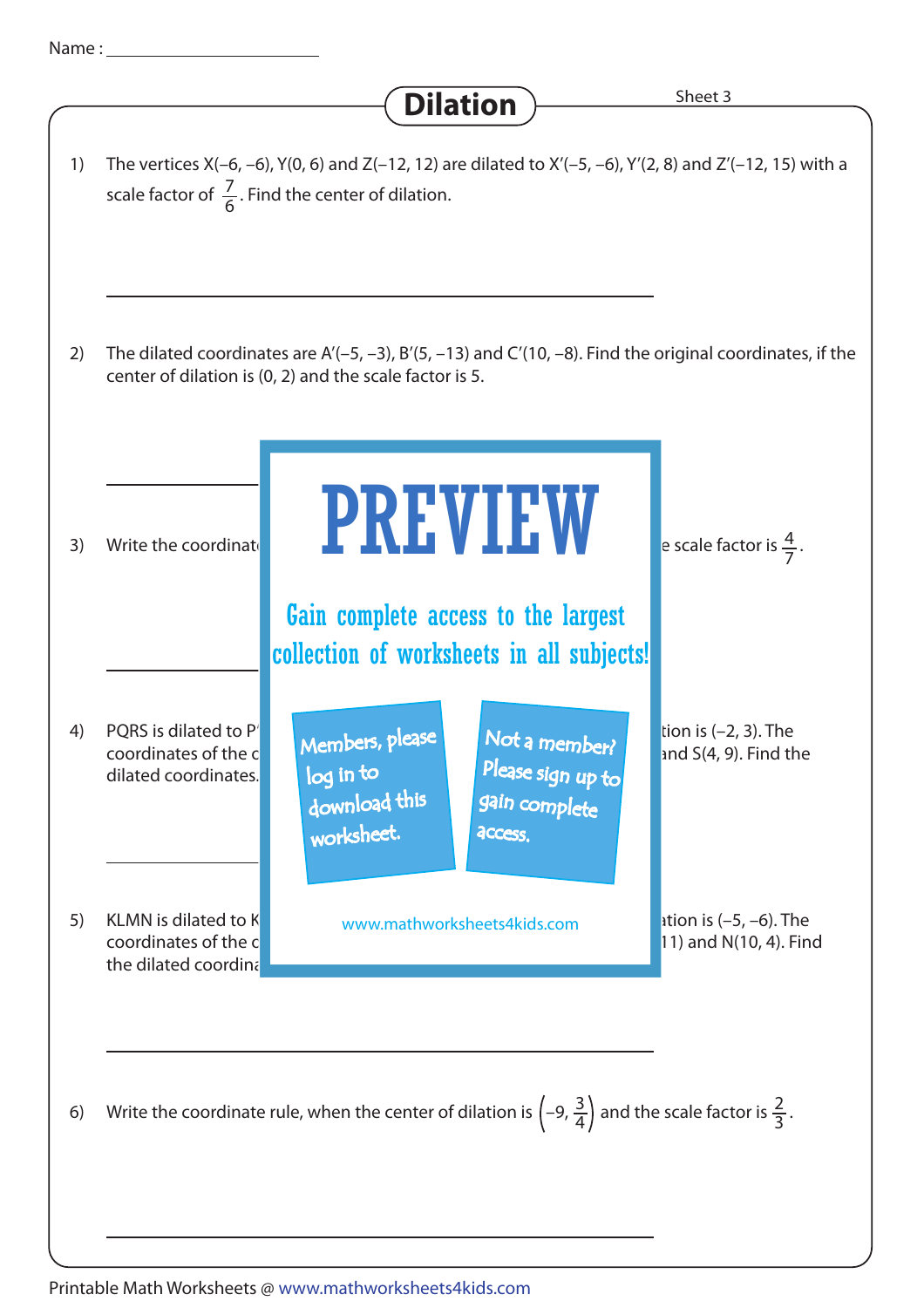Name : ______________________

# Dilation

Sheet 3

1) The vertices X(–6, –6), Y(0, 6) and Z(–12, 12) are dilated to X′(–5, –6), Y′(2, 8) and Z′(–12, 15) with a scale factor of $\frac{7}{6}$. Find the center of dilation.

______________________________________________

2) The dilated coordinates are A′(–5, –3), B′(5, –13) and C′(10, –8). Find the original coordinates, if the center of dilation is (0, 2) and the scale factor is 5.

______________________________________________

3) Write the coordinat e scale factor is $\frac{4}{7}$.

PREVIEW

Gain complete access to the largest collection of worksheets in all subjects!

Members, please log in to download this worksheet.

Not a member? Please sign up to gain complete access.

www.mathworksheets4kids.com

______________________________________________

4) PQRS is dilated to P tion is (–2, 3). The coordinates of the c and S(4, 9). Find the dilated coordinates.

______________________________________________

5) KLMN is dilated to K ation is (–5, –6). The coordinates of the c 11) and N(10, 4). Find the dilated coordina

______________________________________________

6) Write the coordinate rule, when the center of dilation is $\left(-9, \frac{3}{4}\right)$ and the scale factor is $\frac{2}{3}$.

______________________________________________

Printable Math Worksheets @ www.mathworksheets4kids.com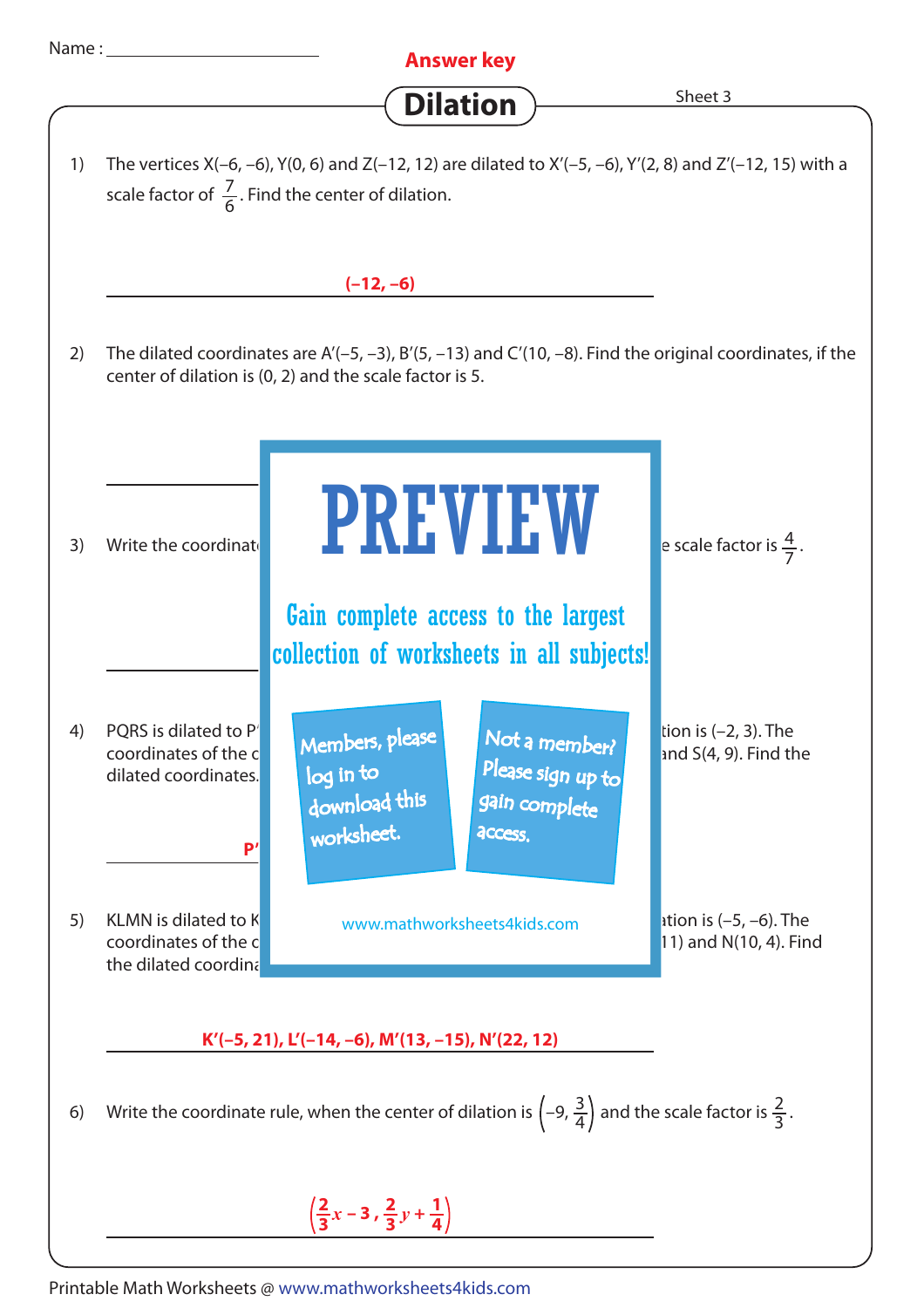Name : _______________

**Answer key**

# Dilation

Sheet 3

1) The vertices X(–6, –6), Y(0, 6) and Z(–12, 12) are dilated to X′(–5, –6), Y′(2, 8) and Z′(–12, 15) with a scale factor of $\frac{7}{6}$. Find the center of dilation.

**(–12, –6)**

2) The dilated coordinates are A′(–5, –3), B′(5, –13) and C′(10, –8). Find the original coordinates, if the center of dilation is (0, 2) and the scale factor is 5.

3) Write the coordinat e scale factor is $\frac{4}{7}$.

PREVIEW

Gain complete access to the largest collection of worksheets in all subjects!

Members, please log in to download this worksheet.

Not a member? Please sign up to gain complete access.

www.mathworksheets4kids.com

4) PQRS is dilated to P′ tion is (–2, 3). The coordinates of the c and S(4, 9). Find the dilated coordinates.

**P′**

5) KLMN is dilated to K ation is (–5, –6). The coordinates of the c 11) and N(10, 4). Find the dilated coordina

**K′(–5, 21), L′(–14, –6), M′(13, –15), N′(22, 12)**

6) Write the coordinate rule, when the center of dilation is $\left(-9, \frac{3}{4}\right)$ and the scale factor is $\frac{2}{3}$.

$\left(\frac{2}{3}x - 3, \frac{2}{3}y + \frac{1}{4}\right)$

Printable Math Worksheets @ www.mathworksheets4kids.com